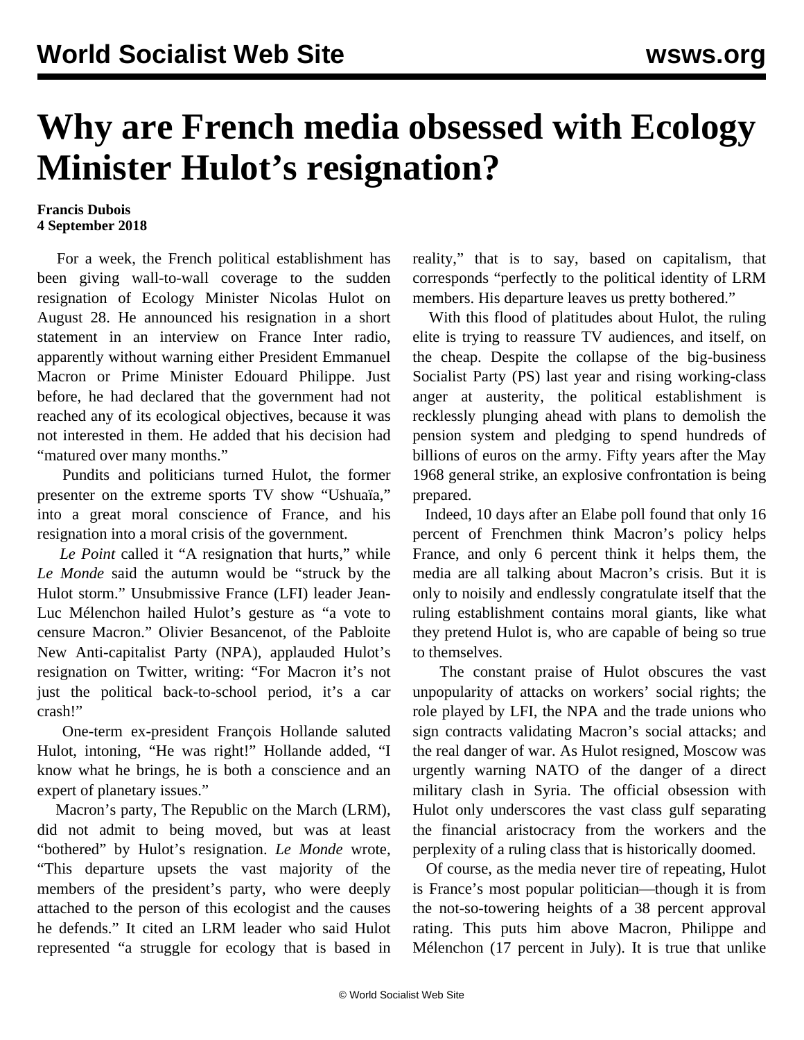# Why are French media obsessed with Ecology Minister Hulot's resignation?

**Francis Dubois**
**4 September 2018**

For a week, the French political establishment has been giving wall-to-wall coverage to the sudden resignation of Ecology Minister Nicolas Hulot on August 28. He announced his resignation in a short statement in an interview on France Inter radio, apparently without warning either President Emmanuel Macron or Prime Minister Edouard Philippe. Just before, he had declared that the government had not reached any of its ecological objectives, because it was not interested in them. He added that his decision had "matured over many months."

Pundits and politicians turned Hulot, the former presenter on the extreme sports TV show "Ushuaïa," into a great moral conscience of France, and his resignation into a moral crisis of the government.

*Le Point* called it "A resignation that hurts," while *Le Monde* said the autumn would be "struck by the Hulot storm." Unsubmissive France (LFI) leader Jean-Luc Mélenchon hailed Hulot's gesture as "a vote to censure Macron." Olivier Besancenot, of the Pabloite New Anti-capitalist Party (NPA), applauded Hulot's resignation on Twitter, writing: "For Macron it's not just the political back-to-school period, it's a car crash!"

One-term ex-president François Hollande saluted Hulot, intoning, "He was right!" Hollande added, "I know what he brings, he is both a conscience and an expert of planetary issues."

Macron's party, The Republic on the March (LRM), did not admit to being moved, but was at least "bothered" by Hulot's resignation. *Le Monde* wrote, "This departure upsets the vast majority of the members of the president's party, who were deeply attached to the person of this ecologist and the causes he defends." It cited an LRM leader who said Hulot represented "a struggle for ecology that is based in reality," that is to say, based on capitalism, that corresponds "perfectly to the political identity of LRM members. His departure leaves us pretty bothered."

With this flood of platitudes about Hulot, the ruling elite is trying to reassure TV audiences, and itself, on the cheap. Despite the collapse of the big-business Socialist Party (PS) last year and rising working-class anger at austerity, the political establishment is recklessly plunging ahead with plans to demolish the pension system and pledging to spend hundreds of billions of euros on the army. Fifty years after the May 1968 general strike, an explosive confrontation is being prepared.

Indeed, 10 days after an Elabe poll found that only 16 percent of Frenchmen think Macron's policy helps France, and only 6 percent think it helps them, the media are all talking about Macron's crisis. But it is only to noisily and endlessly congratulate itself that the ruling establishment contains moral giants, like what they pretend Hulot is, who are capable of being so true to themselves.

The constant praise of Hulot obscures the vast unpopularity of attacks on workers' social rights; the role played by LFI, the NPA and the trade unions who sign contracts validating Macron's social attacks; and the real danger of war. As Hulot resigned, Moscow was urgently warning NATO of the danger of a direct military clash in Syria. The official obsession with Hulot only underscores the vast class gulf separating the financial aristocracy from the workers and the perplexity of a ruling class that is historically doomed.

Of course, as the media never tire of repeating, Hulot is France's most popular politician—though it is from the not-so-towering heights of a 38 percent approval rating. This puts him above Macron, Philippe and Mélenchon (17 percent in July). It is true that unlike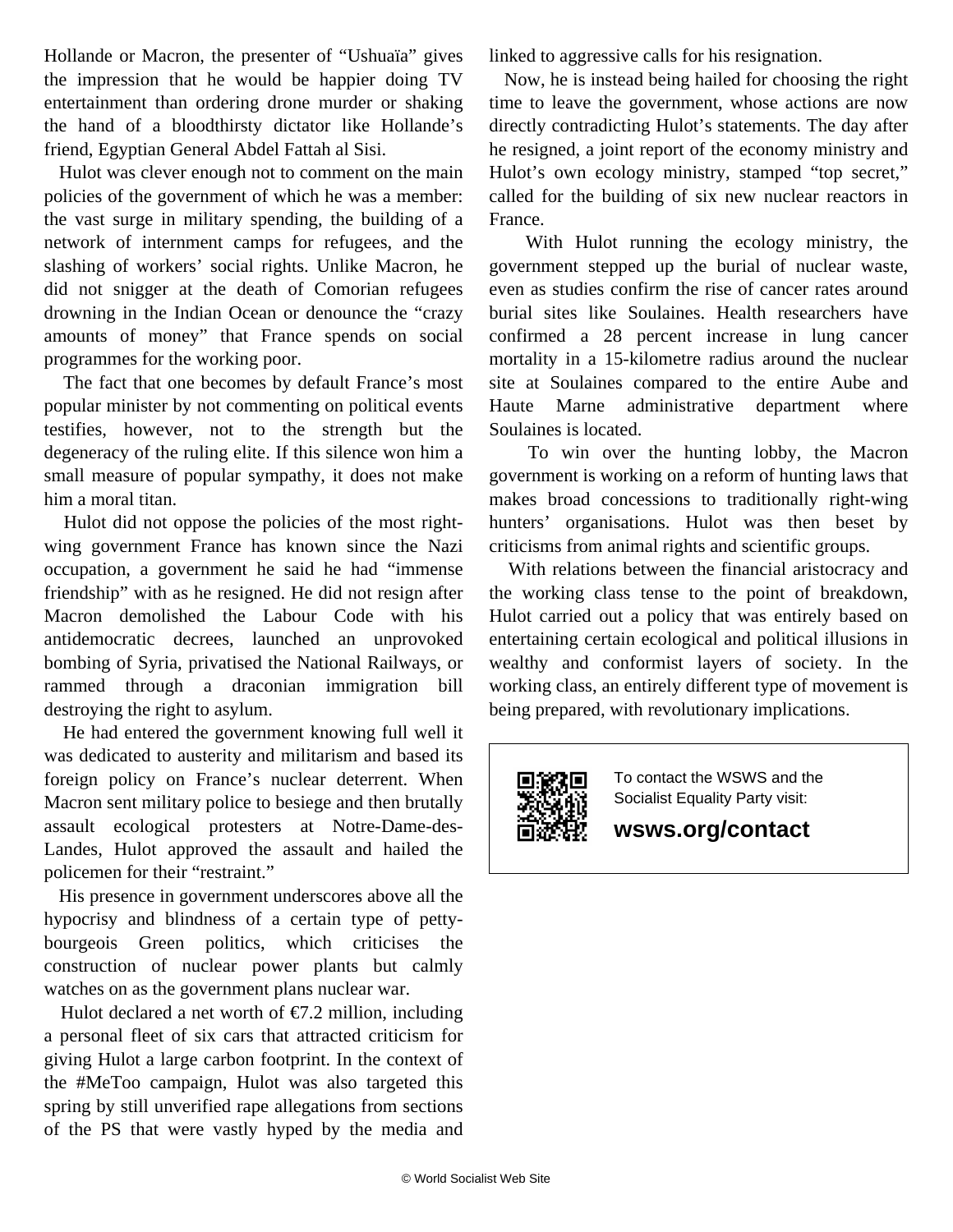Hollande or Macron, the presenter of "Ushuaïa" gives the impression that he would be happier doing TV entertainment than ordering drone murder or shaking the hand of a bloodthirsty dictator like Hollande's friend, Egyptian General Abdel Fattah al Sisi.

Hulot was clever enough not to comment on the main policies of the government of which he was a member: the vast surge in military spending, the building of a network of internment camps for refugees, and the slashing of workers' social rights. Unlike Macron, he did not snigger at the death of Comorian refugees drowning in the Indian Ocean or denounce the "crazy amounts of money" that France spends on social programmes for the working poor.

The fact that one becomes by default France's most popular minister by not commenting on political events testifies, however, not to the strength but the degeneracy of the ruling elite. If this silence won him a small measure of popular sympathy, it does not make him a moral titan.

Hulot did not oppose the policies of the most right-wing government France has known since the Nazi occupation, a government he said he had "immense friendship" with as he resigned. He did not resign after Macron demolished the Labour Code with his antidemocratic decrees, launched an unprovoked bombing of Syria, privatised the National Railways, or rammed through a draconian immigration bill destroying the right to asylum.

He had entered the government knowing full well it was dedicated to austerity and militarism and based its foreign policy on France's nuclear deterrent. When Macron sent military police to besiege and then brutally assault ecological protesters at Notre-Dame-des-Landes, Hulot approved the assault and hailed the policemen for their "restraint."

His presence in government underscores above all the hypocrisy and blindness of a certain type of petty-bourgeois Green politics, which criticises the construction of nuclear power plants but calmly watches on as the government plans nuclear war.

Hulot declared a net worth of €7.2 million, including a personal fleet of six cars that attracted criticism for giving Hulot a large carbon footprint. In the context of the #MeToo campaign, Hulot was also targeted this spring by still unverified rape allegations from sections of the PS that were vastly hyped by the media and linked to aggressive calls for his resignation.

Now, he is instead being hailed for choosing the right time to leave the government, whose actions are now directly contradicting Hulot's statements. The day after he resigned, a joint report of the economy ministry and Hulot's own ecology ministry, stamped "top secret," called for the building of six new nuclear reactors in France.

With Hulot running the ecology ministry, the government stepped up the burial of nuclear waste, even as studies confirm the rise of cancer rates around burial sites like Soulaines. Health researchers have confirmed a 28 percent increase in lung cancer mortality in a 15-kilometre radius around the nuclear site at Soulaines compared to the entire Aube and Haute Marne administrative department where Soulaines is located.

To win over the hunting lobby, the Macron government is working on a reform of hunting laws that makes broad concessions to traditionally right-wing hunters' organisations. Hulot was then beset by criticisms from animal rights and scientific groups.

With relations between the financial aristocracy and the working class tense to the point of breakdown, Hulot carried out a policy that was entirely based on entertaining certain ecological and political illusions in wealthy and conformist layers of society. In the working class, an entirely different type of movement is being prepared, with revolutionary implications.

To contact the WSWS and the Socialist Equality Party visit:

**wsws.org/contact**